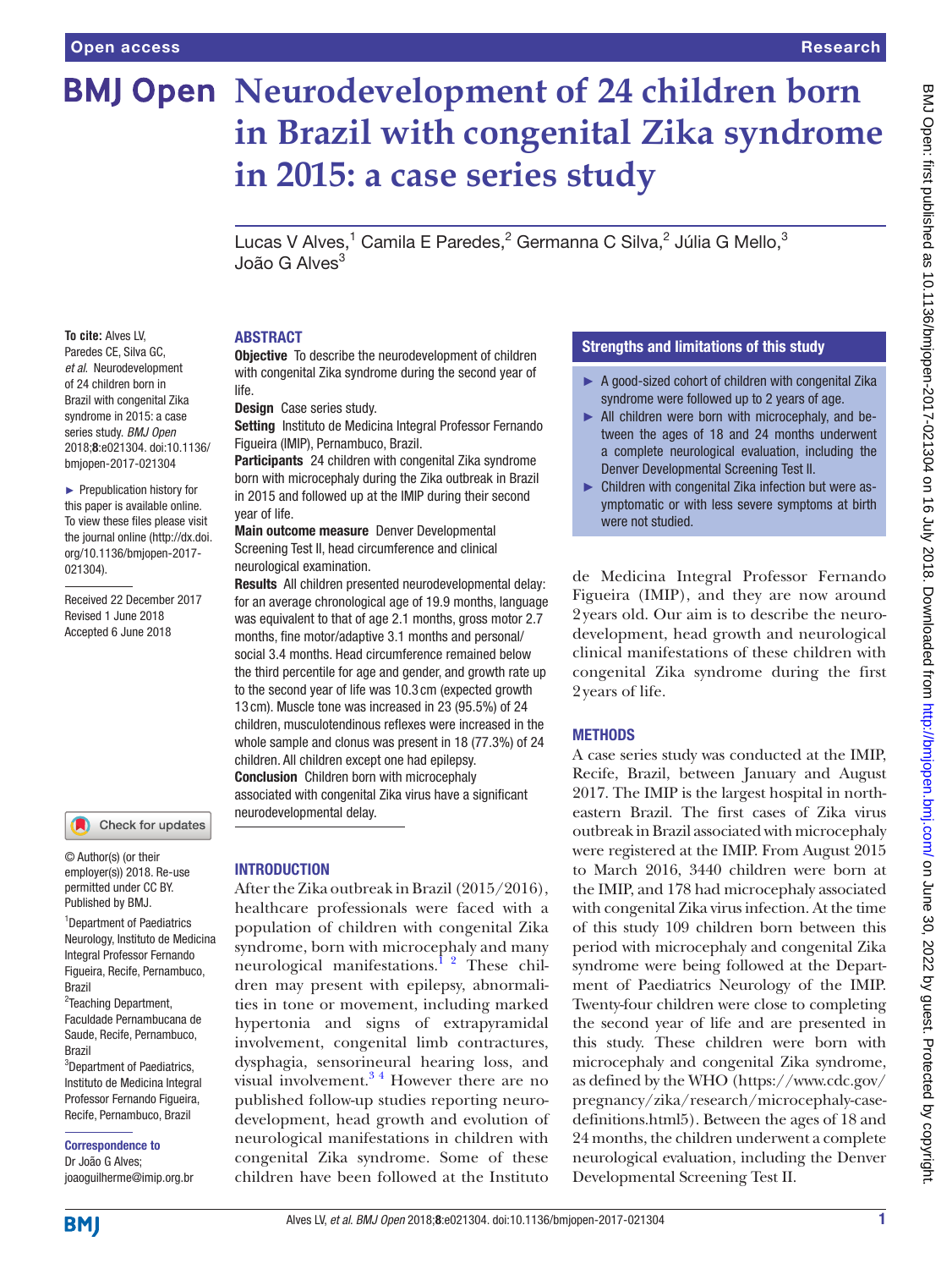# Neurodevelopment of 24 children born in Brazil with congenital Zika syndrome in 2015: a case series study

Lucas V Alves,[1] Camila E Paredes,[2] Germanna C Silva,[2] Júlia G Mello,[3] João G Alves[3]

**To cite:** Alves LV, Paredes CE, Silva GC, *et al*. Neurodevelopment of 24 children born in Brazil with congenital Zika syndrome in 2015: a case series study. *BMJ Open* 2018;**8**:e021304. doi:10.1136/bmjopen-2017-021304

► Prepublication history for this paper is available online. To view these files please visit the journal online (http://dx.doi.org/10.1136/bmjopen-2017-021304).

Received 22 December 2017
Revised 1 June 2018
Accepted 6 June 2018

© Author(s) (or their employer(s)) 2018. Re-use permitted under CC BY. Published by BMJ.

[1]Department of Paediatrics Neurology, Instituto de Medicina Integral Professor Fernando Figueira, Recife, Pernambuco, Brazil
[2]Teaching Department, Faculdade Pernambucana de Saude, Recife, Pernambuco, Brazil
[3]Department of Paediatrics, Instituto de Medicina Integral Professor Fernando Figueira, Recife, Pernambuco, Brazil

**Correspondence to**
Dr João G Alves;
joaoguilherme@imip.org.br

## ABSTRACT

**Objective** To describe the neurodevelopment of children with congenital Zika syndrome during the second year of life.

**Design** Case series study.

**Setting** Instituto de Medicina Integral Professor Fernando Figueira (IMIP), Pernambuco, Brazil.

**Participants** 24 children with congenital Zika syndrome born with microcephaly during the Zika outbreak in Brazil in 2015 and followed up at the IMIP during their second year of life.

**Main outcome measure** Denver Developmental Screening Test II, head circumference and clinical neurological examination.

**Results** All children presented neurodevelopmental delay: for an average chronological age of 19.9 months, language was equivalent to that of age 2.1 months, gross motor 2.7 months, fine motor/adaptive 3.1 months and personal/social 3.4 months. Head circumference remained below the third percentile for age and gender, and growth rate up to the second year of life was 10.3 cm (expected growth 13 cm). Muscle tone was increased in 23 (95.5%) of 24 children, musculotendinous reflexes were increased in the whole sample and clonus was present in 18 (77.3%) of 24 children. All children except one had epilepsy.

**Conclusion** Children born with microcephaly associated with congenital Zika virus have a significant neurodevelopmental delay.

## Strengths and limitations of this study

- ► A good-sized cohort of children with congenital Zika syndrome were followed up to 2 years of age.
- ► All children were born with microcephaly, and between the ages of 18 and 24 months underwent a complete neurological evaluation, including the Denver Developmental Screening Test II.
- ► Children with congenital Zika infection but were asymptomatic or with less severe symptoms at birth were not studied.

## INTRODUCTION

After the Zika outbreak in Brazil (2015/2016), healthcare professionals were faced with a population of children with congenital Zika syndrome, born with microcephaly and many neurological manifestations.[1 2] These children may present with epilepsy, abnormalities in tone or movement, including marked hypertonia and signs of extrapyramidal involvement, congenital limb contractures, dysphagia, sensorineural hearing loss, and visual involvement.[3 4] However there are no published follow-up studies reporting neurodevelopment, head growth and evolution of neurological manifestations in children with congenital Zika syndrome. Some of these children have been followed at the Instituto de Medicina Integral Professor Fernando Figueira (IMIP), and they are now around 2 years old. Our aim is to describe the neurodevelopment, head growth and neurological clinical manifestations of these children with congenital Zika syndrome during the first 2 years of life.

## METHODS

A case series study was conducted at the IMIP, Recife, Brazil, between January and August 2017. The IMIP is the largest hospital in northeastern Brazil. The first cases of Zika virus outbreak in Brazil associated with microcephaly were registered at the IMIP. From August 2015 to March 2016, 3440 children were born at the IMIP, and 178 had microcephaly associated with congenital Zika virus infection. At the time of this study 109 children born between this period with microcephaly and congenital Zika syndrome were being followed at the Department of Paediatrics Neurology of the IMIP. Twenty-four children were close to completing the second year of life and are presented in this study. These children were born with microcephaly and congenital Zika syndrome, as defined by the WHO (https://www.cdc.gov/pregnancy/zika/research/microcephaly-case-definitions.html5). Between the ages of 18 and 24 months, the children underwent a complete neurological evaluation, including the Denver Developmental Screening Test II.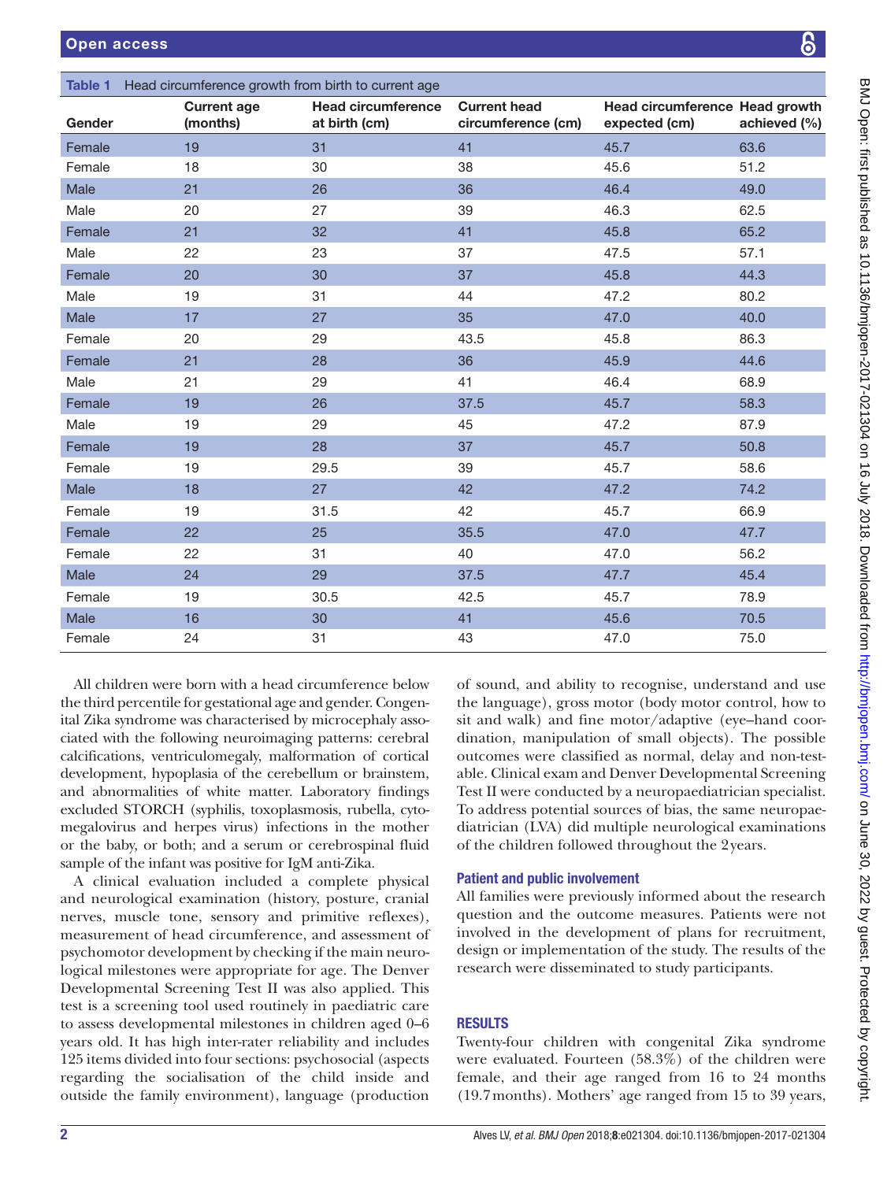**Table 1** Head circumference growth from birth to current age

| Gender | Current age (months) | Head circumference at birth (cm) | Current head circumference (cm) | Head circumference expected (cm) | Head growth achieved (%) |
|---|---|---|---|---|---|
| Female | 19 | 31 | 41 | 45.7 | 63.6 |
| Female | 18 | 30 | 38 | 45.6 | 51.2 |
| Male | 21 | 26 | 36 | 46.4 | 49.0 |
| Male | 20 | 27 | 39 | 46.3 | 62.5 |
| Female | 21 | 32 | 41 | 45.8 | 65.2 |
| Male | 22 | 23 | 37 | 47.5 | 57.1 |
| Female | 20 | 30 | 37 | 45.8 | 44.3 |
| Male | 19 | 31 | 44 | 47.2 | 80.2 |
| Male | 17 | 27 | 35 | 47.0 | 40.0 |
| Female | 20 | 29 | 43.5 | 45.8 | 86.3 |
| Female | 21 | 28 | 36 | 45.9 | 44.6 |
| Male | 21 | 29 | 41 | 46.4 | 68.9 |
| Female | 19 | 26 | 37.5 | 45.7 | 58.3 |
| Male | 19 | 29 | 45 | 47.2 | 87.9 |
| Female | 19 | 28 | 37 | 45.7 | 50.8 |
| Female | 19 | 29.5 | 39 | 45.7 | 58.6 |
| Male | 18 | 27 | 42 | 47.2 | 74.2 |
| Female | 19 | 31.5 | 42 | 45.7 | 66.9 |
| Female | 22 | 25 | 35.5 | 47.0 | 47.7 |
| Female | 22 | 31 | 40 | 47.0 | 56.2 |
| Male | 24 | 29 | 37.5 | 47.7 | 45.4 |
| Female | 19 | 30.5 | 42.5 | 45.7 | 78.9 |
| Male | 16 | 30 | 41 | 45.6 | 70.5 |
| Female | 24 | 31 | 43 | 47.0 | 75.0 |

All children were born with a head circumference below the third percentile for gestational age and gender. Congenital Zika syndrome was characterised by microcephaly associated with the following neuroimaging patterns: cerebral calcifications, ventriculomegaly, malformation of cortical development, hypoplasia of the cerebellum or brainstem, and abnormalities of white matter. Laboratory findings excluded STORCH (syphilis, toxoplasmosis, rubella, cytomegalovirus and herpes virus) infections in the mother or the baby, or both; and a serum or cerebrospinal fluid sample of the infant was positive for IgM anti-Zika.

A clinical evaluation included a complete physical and neurological examination (history, posture, cranial nerves, muscle tone, sensory and primitive reflexes), measurement of head circumference, and assessment of psychomotor development by checking if the main neurological milestones were appropriate for age. The Denver Developmental Screening Test II was also applied. This test is a screening tool used routinely in paediatric care to assess developmental milestones in children aged 0–6 years old. It has high inter-rater reliability and includes 125 items divided into four sections: psychosocial (aspects regarding the socialisation of the child inside and outside the family environment), language (production of sound, and ability to recognise, understand and use the language), gross motor (body motor control, how to sit and walk) and fine motor/adaptive (eye–hand coordination, manipulation of small objects). The possible outcomes were classified as normal, delay and non-testable. Clinical exam and Denver Developmental Screening Test II were conducted by a neuropaediatrician specialist. To address potential sources of bias, the same neuropaediatrician (LVA) did multiple neurological examinations of the children followed throughout the 2 years.

### Patient and public involvement

All families were previously informed about the research question and the outcome measures. Patients were not involved in the development of plans for recruitment, design or implementation of the study. The results of the research were disseminated to study participants.

## RESULTS

Twenty-four children with congenital Zika syndrome were evaluated. Fourteen (58.3%) of the children were female, and their age ranged from 16 to 24 months (19.7 months). Mothers' age ranged from 15 to 39 years,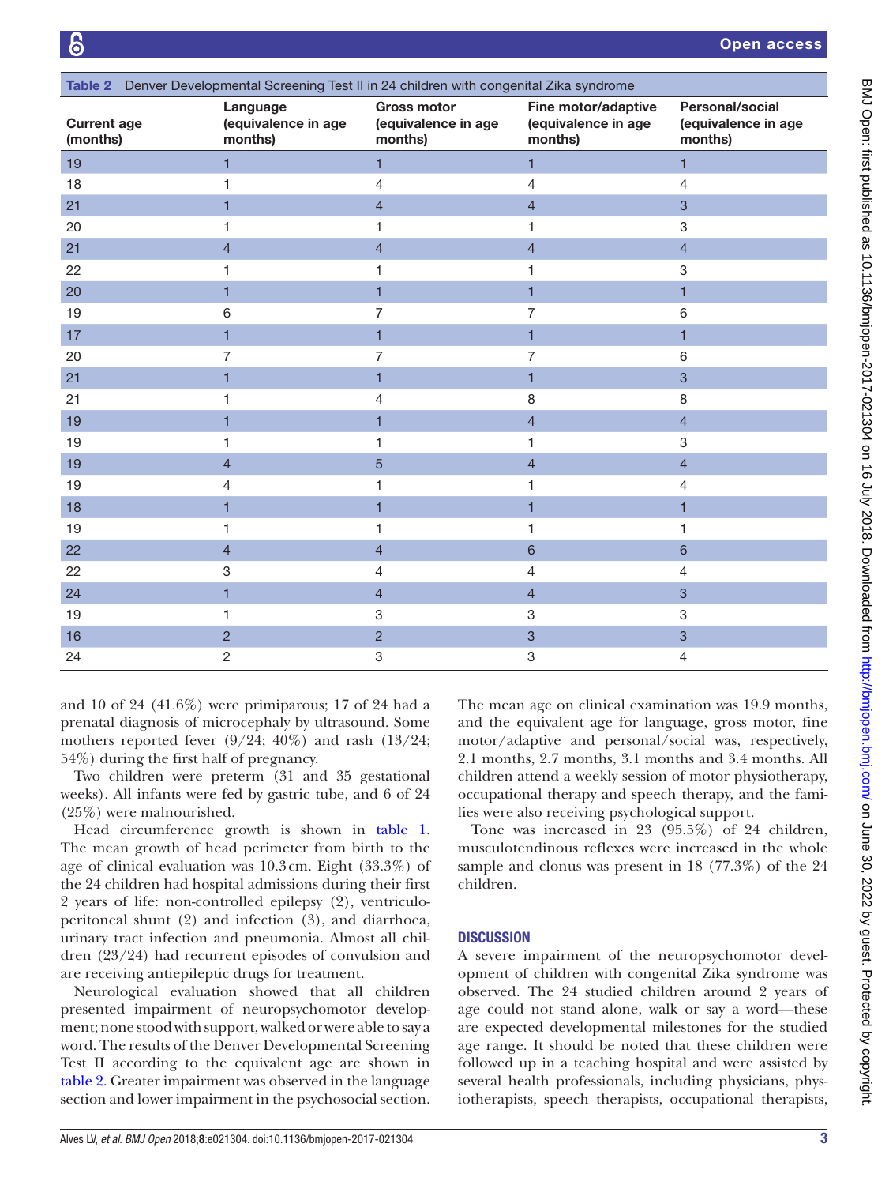Table 2 Denver Developmental Screening Test II in 24 children with congenital Zika syndrome

| Current age (months) | Language (equivalence in age months) | Gross motor (equivalence in age months) | Fine motor/adaptive (equivalence in age months) | Personal/social (equivalence in age months) |
|---|---|---|---|---|
| 19 | 1 | 1 | 1 | 1 |
| 18 | 1 | 4 | 4 | 4 |
| 21 | 1 | 4 | 4 | 3 |
| 20 | 1 | 1 | 1 | 3 |
| 21 | 4 | 4 | 4 | 4 |
| 22 | 1 | 1 | 1 | 3 |
| 20 | 1 | 1 | 1 | 1 |
| 19 | 6 | 7 | 7 | 6 |
| 17 | 1 | 1 | 1 | 1 |
| 20 | 7 | 7 | 7 | 6 |
| 21 | 1 | 1 | 1 | 3 |
| 21 | 1 | 4 | 8 | 8 |
| 19 | 1 | 1 | 4 | 4 |
| 19 | 1 | 1 | 1 | 3 |
| 19 | 4 | 5 | 4 | 4 |
| 19 | 4 | 1 | 1 | 4 |
| 18 | 1 | 1 | 1 | 1 |
| 19 | 1 | 1 | 1 | 1 |
| 22 | 4 | 4 | 6 | 6 |
| 22 | 3 | 4 | 4 | 4 |
| 24 | 1 | 4 | 4 | 3 |
| 19 | 1 | 3 | 3 | 3 |
| 16 | 2 | 2 | 3 | 3 |
| 24 | 2 | 3 | 3 | 4 |

and 10 of 24 (41.6%) were primiparous; 17 of 24 had a prenatal diagnosis of microcephaly by ultrasound. Some mothers reported fever (9/24; 40%) and rash (13/24; 54%) during the first half of pregnancy.

Two children were preterm (31 and 35 gestational weeks). All infants were fed by gastric tube, and 6 of 24 (25%) were malnourished.

Head circumference growth is shown in table 1. The mean growth of head perimeter from birth to the age of clinical evaluation was 10.3 cm. Eight (33.3%) of the 24 children had hospital admissions during their first 2 years of life: non-controlled epilepsy (2), ventriculoperitoneal shunt (2) and infection (3), and diarrhoea, urinary tract infection and pneumonia. Almost all children (23/24) had recurrent episodes of convulsion and are receiving antiepileptic drugs for treatment.

Neurological evaluation showed that all children presented impairment of neuropsychomotor development; none stood with support, walked or were able to say a word. The results of the Denver Developmental Screening Test II according to the equivalent age are shown in table 2. Greater impairment was observed in the language section and lower impairment in the psychosocial section.

The mean age on clinical examination was 19.9 months, and the equivalent age for language, gross motor, fine motor/adaptive and personal/social was, respectively, 2.1 months, 2.7 months, 3.1 months and 3.4 months. All children attend a weekly session of motor physiotherapy, occupational therapy and speech therapy, and the families were also receiving psychological support.

Tone was increased in 23 (95.5%) of 24 children, musculotendinous reflexes were increased in the whole sample and clonus was present in 18 (77.3%) of the 24 children.

## DISCUSSION

A severe impairment of the neuropsychomotor development of children with congenital Zika syndrome was observed. The 24 studied children around 2 years of age could not stand alone, walk or say a word—these are expected developmental milestones for the studied age range. It should be noted that these children were followed up in a teaching hospital and were assisted by several health professionals, including physicians, physiotherapists, speech therapists, occupational therapists,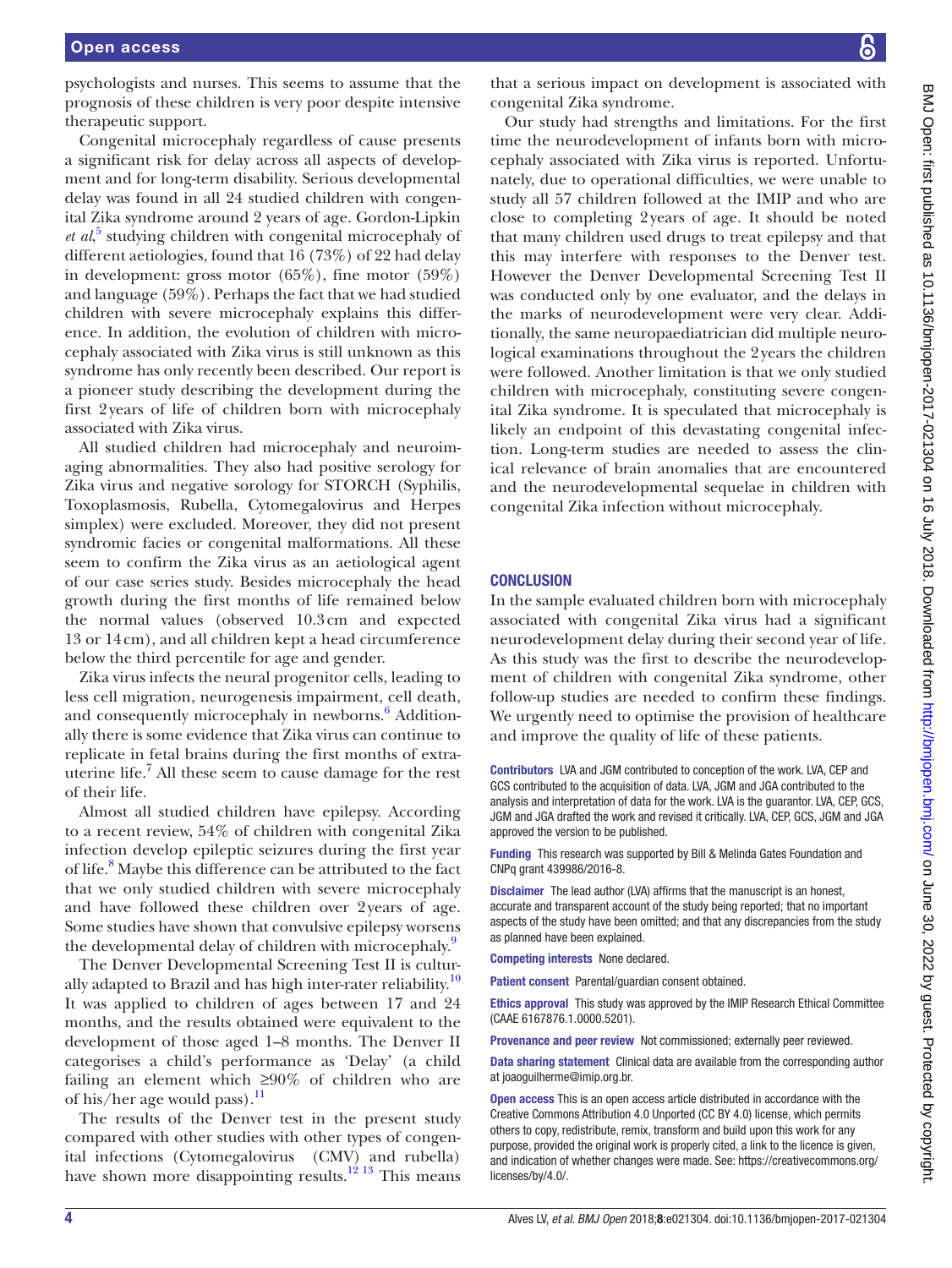psychologists and nurses. This seems to assume that the prognosis of these children is very poor despite intensive therapeutic support.

Congenital microcephaly regardless of cause presents a significant risk for delay across all aspects of development and for long-term disability. Serious developmental delay was found in all 24 studied children with congenital Zika syndrome around 2 years of age. Gordon-Lipkin *et al*,[5] studying children with congenital microcephaly of different aetiologies, found that 16 (73%) of 22 had delay in development: gross motor (65%), fine motor (59%) and language (59%). Perhaps the fact that we had studied children with severe microcephaly explains this difference. In addition, the evolution of children with microcephaly associated with Zika virus is still unknown as this syndrome has only recently been described. Our report is a pioneer study describing the development during the first 2 years of life of children born with microcephaly associated with Zika virus.

All studied children had microcephaly and neuroimaging abnormalities. They also had positive serology for Zika virus and negative sorology for STORCH (Syphilis, Toxoplasmosis, Rubella, Cytomegalovirus and Herpes simplex) were excluded. Moreover, they did not present syndromic facies or congenital malformations. All these seem to confirm the Zika virus as an aetiological agent of our case series study. Besides microcephaly the head growth during the first months of life remained below the normal values (observed 10.3 cm and expected 13 or 14 cm), and all children kept a head circumference below the third percentile for age and gender.

Zika virus infects the neural progenitor cells, leading to less cell migration, neurogenesis impairment, cell death, and consequently microcephaly in newborns.[6] Additionally there is some evidence that Zika virus can continue to replicate in fetal brains during the first months of extrauterine life.[7] All these seem to cause damage for the rest of their life.

Almost all studied children have epilepsy. According to a recent review, 54% of children with congenital Zika infection develop epileptic seizures during the first year of life.[8] Maybe this difference can be attributed to the fact that we only studied children with severe microcephaly and have followed these children over 2 years of age. Some studies have shown that convulsive epilepsy worsens the developmental delay of children with microcephaly.[9]

The Denver Developmental Screening Test II is culturally adapted to Brazil and has high inter-rater reliability.[10] It was applied to children of ages between 17 and 24 months, and the results obtained were equivalent to the development of those aged 1–8 months. The Denver II categorises a child's performance as 'Delay' (a child failing an element which ≥90% of children who are of his/her age would pass).[11]

The results of the Denver test in the present study compared with other studies with other types of congenital infections (Cytomegalovirus (CMV) and rubella) have shown more disappointing results.[12,13] This means that a serious impact on development is associated with congenital Zika syndrome.

Our study had strengths and limitations. For the first time the neurodevelopment of infants born with microcephaly associated with Zika virus is reported. Unfortunately, due to operational difficulties, we were unable to study all 57 children followed at the IMIP and who are close to completing 2 years of age. It should be noted that many children used drugs to treat epilepsy and that this may interfere with responses to the Denver test. However the Denver Developmental Screening Test II was conducted only by one evaluator, and the delays in the marks of neurodevelopment were very clear. Additionally, the same neuropaediatrician did multiple neurological examinations throughout the 2 years the children were followed. Another limitation is that we only studied children with microcephaly, constituting severe congenital Zika syndrome. It is speculated that microcephaly is likely an endpoint of this devastating congenital infection. Long-term studies are needed to assess the clinical relevance of brain anomalies that are encountered and the neurodevelopmental sequelae in children with congenital Zika infection without microcephaly.

## CONCLUSION

In the sample evaluated children born with microcephaly associated with congenital Zika virus had a significant neurodevelopment delay during their second year of life. As this study was the first to describe the neurodevelopment of children with congenital Zika syndrome, other follow-up studies are needed to confirm these findings. We urgently need to optimise the provision of healthcare and improve the quality of life of these patients.

**Contributors** LVA and JGM contributed to conception of the work. LVA, CEP and GCS contributed to the acquisition of data. LVA, JGM and JGA contributed to the analysis and interpretation of data for the work. LVA is the guarantor. LVA, CEP, GCS, JGM and JGA drafted the work and revised it critically. LVA, CEP, GCS, JGM and JGA approved the version to be published.

**Funding** This research was supported by Bill & Melinda Gates Foundation and CNPq grant 439986/2016-8.

**Disclaimer** The lead author (LVA) affirms that the manuscript is an honest, accurate and transparent account of the study being reported; that no important aspects of the study have been omitted; and that any discrepancies from the study as planned have been explained.

**Competing interests** None declared.

**Patient consent** Parental/guardian consent obtained.

**Ethics approval** This study was approved by the IMIP Research Ethical Committee (CAAE 6167876.1.0000.5201).

**Provenance and peer review** Not commissioned; externally peer reviewed.

**Data sharing statement** Clinical data are available from the corresponding author at joaoguilherme@imip.org.br.

**Open access** This is an open access article distributed in accordance with the Creative Commons Attribution 4.0 Unported (CC BY 4.0) license, which permits others to copy, redistribute, remix, transform and build upon this work for any purpose, provided the original work is properly cited, a link to the licence is given, and indication of whether changes were made. See: https://creativecommons.org/licenses/by/4.0/.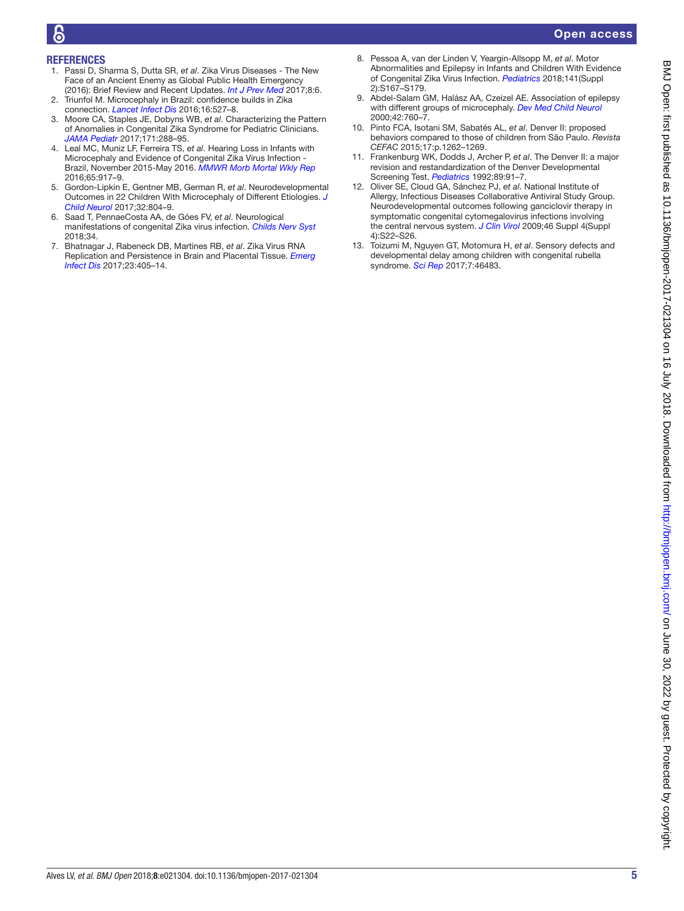## REFERENCES

1. Passi D, Sharma S, Dutta SR, *et al*. Zika Virus Diseases - The New Face of an Ancient Enemy as Global Public Health Emergency (2016): Brief Review and Recent Updates. *Int J Prev Med* 2017;8:6.
2. Triunfol M. Microcephaly in Brazil: confidence builds in Zika connection. *Lancet Infect Dis* 2016;16:527–8.
3. Moore CA, Staples JE, Dobyns WB, *et al*. Characterizing the Pattern of Anomalies in Congenital Zika Syndrome for Pediatric Clinicians. *JAMA Pediatr* 2017;171:288–95.
4. Leal MC, Muniz LF, Ferreira TS, *et al*. Hearing Loss in Infants with Microcephaly and Evidence of Congenital Zika Virus Infection - Brazil, November 2015-May 2016. *MMWR Morb Mortal Wkly Rep* 2016;65:917–9.
5. Gordon-Lipkin E, Gentner MB, German R, *et al*. Neurodevelopmental Outcomes in 22 Children With Microcephaly of Different Etiologies. *J Child Neurol* 2017;32:804–9.
6. Saad T, PennaeCosta AA, de Góes FV, *et al*. Neurological manifestations of congenital Zika virus infection. *Childs Nerv Syst* 2018;34.
7. Bhatnagar J, Rabeneck DB, Martines RB, *et al*. Zika Virus RNA Replication and Persistence in Brain and Placental Tissue. *Emerg Infect Dis* 2017;23:405–14.
8. Pessoa A, van der Linden V, Yeargin-Allsopp M, *et al*. Motor Abnormalities and Epilepsy in Infants and Children With Evidence of Congenital Zika Virus Infection. *Pediatrics* 2018;141(Suppl 2):S167–S179.
9. Abdel-Salam GM, Halász AA, Czeizel AE. Association of epilepsy with different groups of microcephaly. *Dev Med Child Neurol* 2000;42:760–7.
10. Pinto FCA, Isotani SM, Sabatés AL, *et al*. Denver II: proposed behaviors compared to those of children from São Paulo. *Revista CEFAC* 2015;17:p.1262–1269.
11. Frankenburg WK, Dodds J, Archer P, *et al*. The Denver II: a major revision and restandardization of the Denver Developmental Screening Test. *Pediatrics* 1992;89:91–7.
12. Oliver SE, Cloud GA, Sánchez PJ, *et al*. National Institute of Allergy, Infectious Diseases Collaborative Antiviral Study Group. Neurodevelopmental outcomes following ganciclovir therapy in symptomatic congenital cytomegalovirus infections involving the central nervous system. *J Clin Virol* 2009;46 Suppl 4(Suppl 4):S22–S26.
13. Toizumi M, Nguyen GT, Motomura H, *et al*. Sensory defects and developmental delay among children with congenital rubella syndrome. *Sci Rep* 2017;7:46483.